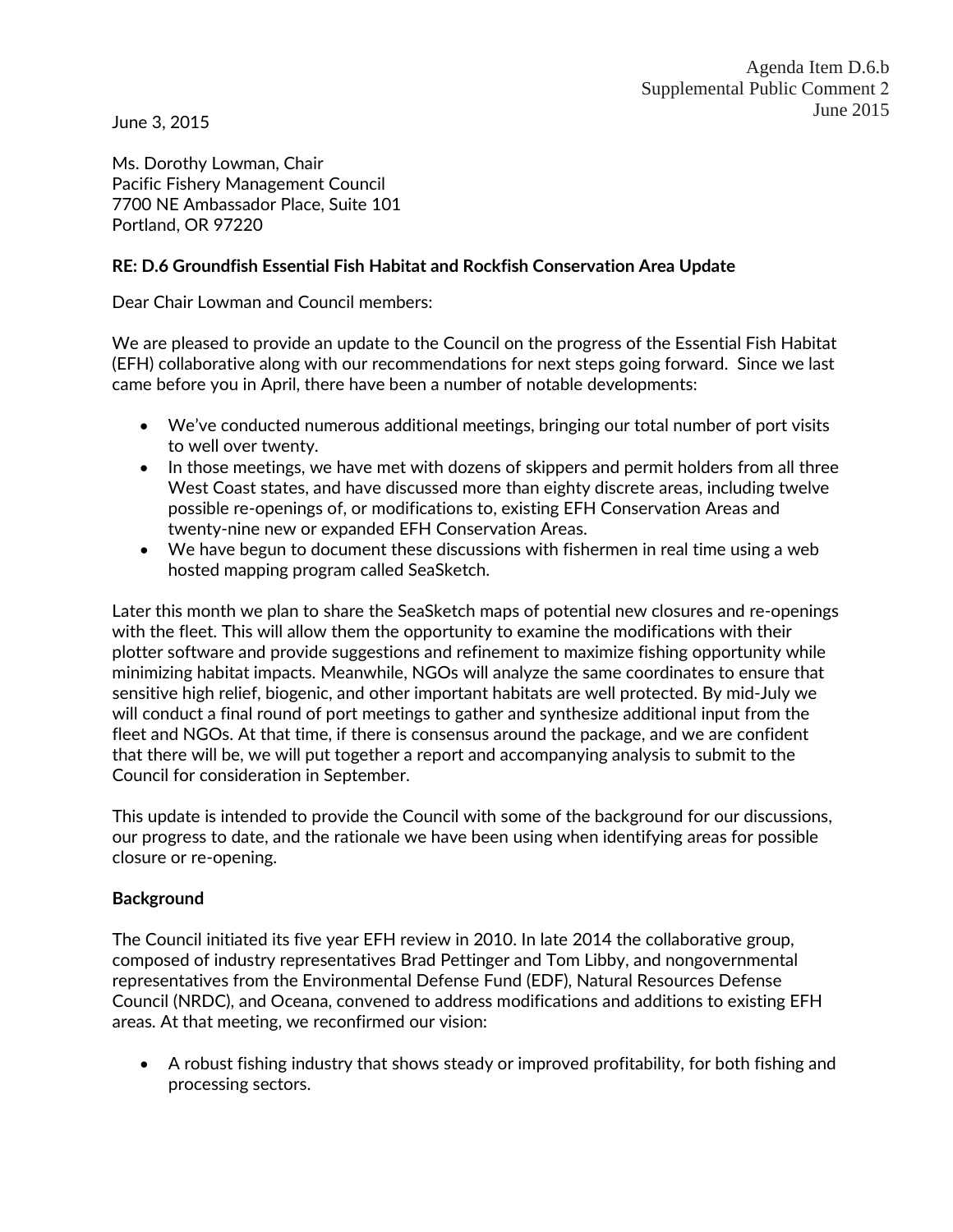Agenda Item D.6.b
Supplemental Public Comment 2
June 2015

June 3, 2015

Ms. Dorothy Lowman, Chair
Pacific Fishery Management Council
7700 NE Ambassador Place, Suite 101
Portland, OR 97220

**RE: D.6 Groundfish Essential Fish Habitat and Rockfish Conservation Area Update**

Dear Chair Lowman and Council members:

We are pleased to provide an update to the Council on the progress of the Essential Fish Habitat (EFH) collaborative along with our recommendations for next steps going forward. Since we last came before you in April, there have been a number of notable developments:

- We've conducted numerous additional meetings, bringing our total number of port visits to well over twenty.
- In those meetings, we have met with dozens of skippers and permit holders from all three West Coast states, and have discussed more than eighty discrete areas, including twelve possible re-openings of, or modifications to, existing EFH Conservation Areas and twenty-nine new or expanded EFH Conservation Areas.
- We have begun to document these discussions with fishermen in real time using a web hosted mapping program called SeaSketch.

Later this month we plan to share the SeaSketch maps of potential new closures and re-openings with the fleet. This will allow them the opportunity to examine the modifications with their plotter software and provide suggestions and refinement to maximize fishing opportunity while minimizing habitat impacts. Meanwhile, NGOs will analyze the same coordinates to ensure that sensitive high relief, biogenic, and other important habitats are well protected. By mid-July we will conduct a final round of port meetings to gather and synthesize additional input from the fleet and NGOs. At that time, if there is consensus around the package, and we are confident that there will be, we will put together a report and accompanying analysis to submit to the Council for consideration in September.

This update is intended to provide the Council with some of the background for our discussions, our progress to date, and the rationale we have been using when identifying areas for possible closure or re-opening.

**Background**

The Council initiated its five year EFH review in 2010. In late 2014 the collaborative group, composed of industry representatives Brad Pettinger and Tom Libby, and nongovernmental representatives from the Environmental Defense Fund (EDF), Natural Resources Defense Council (NRDC), and Oceana, convened to address modifications and additions to existing EFH areas. At that meeting, we reconfirmed our vision:

- A robust fishing industry that shows steady or improved profitability, for both fishing and processing sectors.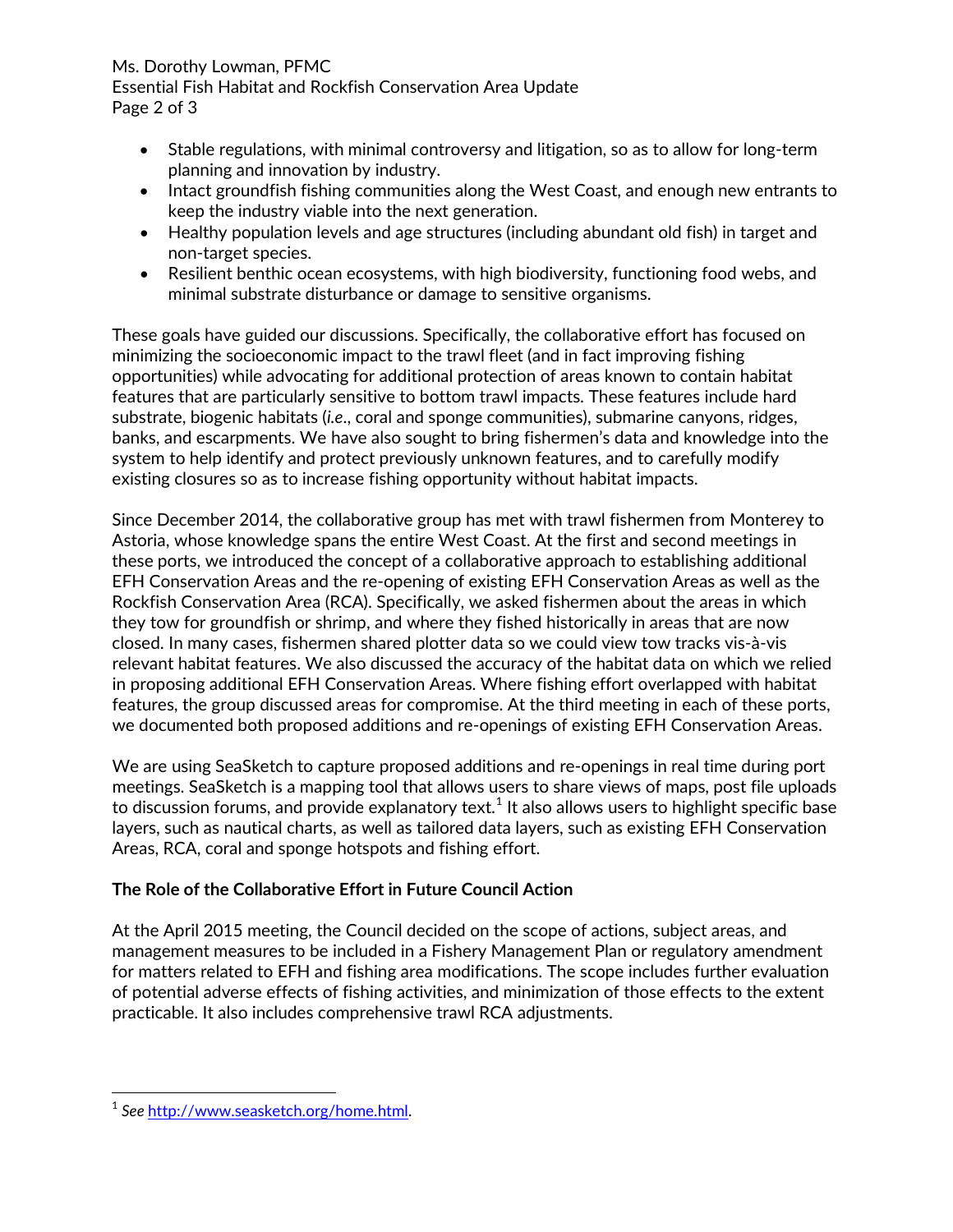- Stable regulations, with minimal controversy and litigation, so as to allow for long-term planning and innovation by industry.
- Intact groundfish fishing communities along the West Coast, and enough new entrants to keep the industry viable into the next generation.
- Healthy population levels and age structures (including abundant old fish) in target and non-target species.
- Resilient benthic ocean ecosystems, with high biodiversity, functioning food webs, and minimal substrate disturbance or damage to sensitive organisms.

These goals have guided our discussions. Specifically, the collaborative effort has focused on minimizing the socioeconomic impact to the trawl fleet (and in fact improving fishing opportunities) while advocating for additional protection of areas known to contain habitat features that are particularly sensitive to bottom trawl impacts. These features include hard substrate, biogenic habitats (*i.e.*, coral and sponge communities), submarine canyons, ridges, banks, and escarpments. We have also sought to bring fishermen's data and knowledge into the system to help identify and protect previously unknown features, and to carefully modify existing closures so as to increase fishing opportunity without habitat impacts.

Since December 2014, the collaborative group has met with trawl fishermen from Monterey to Astoria, whose knowledge spans the entire West Coast. At the first and second meetings in these ports, we introduced the concept of a collaborative approach to establishing additional EFH Conservation Areas and the re-opening of existing EFH Conservation Areas as well as the Rockfish Conservation Area (RCA). Specifically, we asked fishermen about the areas in which they tow for groundfish or shrimp, and where they fished historically in areas that are now closed. In many cases, fishermen shared plotter data so we could view tow tracks vis-à-vis relevant habitat features. We also discussed the accuracy of the habitat data on which we relied in proposing additional EFH Conservation Areas. Where fishing effort overlapped with habitat features, the group discussed areas for compromise. At the third meeting in each of these ports, we documented both proposed additions and re-openings of existing EFH Conservation Areas.

We are using SeaSketch to capture proposed additions and re-openings in real time during port meetings. SeaSketch is a mapping tool that allows users to share views of maps, post file uploads to discussion forums, and provide explanatory text.[1] It also allows users to highlight specific base layers, such as nautical charts, as well as tailored data layers, such as existing EFH Conservation Areas, RCA, coral and sponge hotspots and fishing effort.

**The Role of the Collaborative Effort in Future Council Action**

At the April 2015 meeting, the Council decided on the scope of actions, subject areas, and management measures to be included in a Fishery Management Plan or regulatory amendment for matters related to EFH and fishing area modifications. The scope includes further evaluation of potential adverse effects of fishing activities, and minimization of those effects to the extent practicable. It also includes comprehensive trawl RCA adjustments.

[1] *See* http://www.seasketch.org/home.html.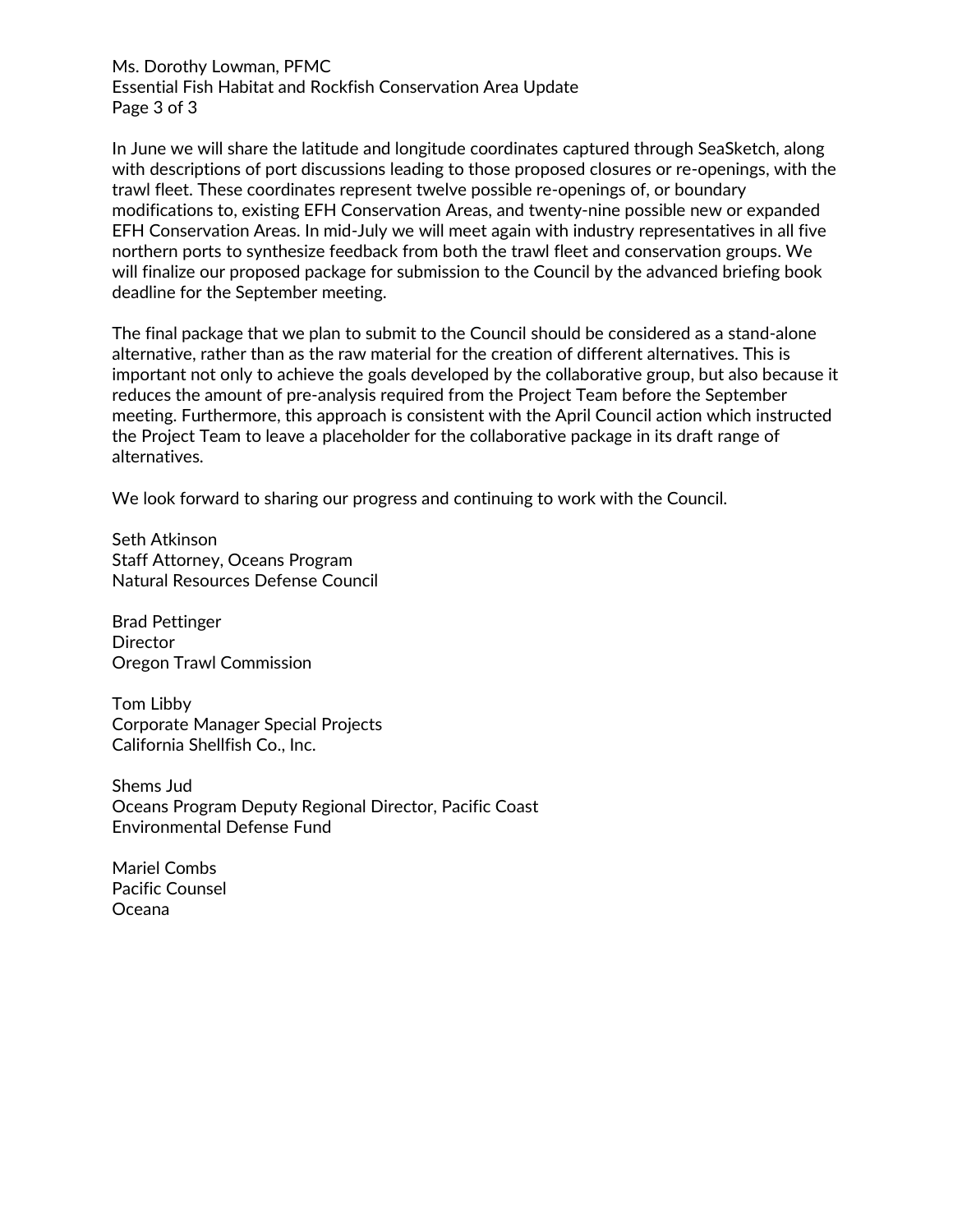In June we will share the latitude and longitude coordinates captured through SeaSketch, along with descriptions of port discussions leading to those proposed closures or re-openings, with the trawl fleet. These coordinates represent twelve possible re-openings of, or boundary modifications to, existing EFH Conservation Areas, and twenty-nine possible new or expanded EFH Conservation Areas. In mid-July we will meet again with industry representatives in all five northern ports to synthesize feedback from both the trawl fleet and conservation groups. We will finalize our proposed package for submission to the Council by the advanced briefing book deadline for the September meeting.

The final package that we plan to submit to the Council should be considered as a stand-alone alternative, rather than as the raw material for the creation of different alternatives. This is important not only to achieve the goals developed by the collaborative group, but also because it reduces the amount of pre-analysis required from the Project Team before the September meeting. Furthermore, this approach is consistent with the April Council action which instructed the Project Team to leave a placeholder for the collaborative package in its draft range of alternatives.

We look forward to sharing our progress and continuing to work with the Council.

Seth Atkinson
Staff Attorney, Oceans Program
Natural Resources Defense Council

Brad Pettinger
Director
Oregon Trawl Commission

Tom Libby
Corporate Manager Special Projects
California Shellfish Co., Inc.

Shems Jud
Oceans Program Deputy Regional Director, Pacific Coast
Environmental Defense Fund

Mariel Combs
Pacific Counsel
Oceana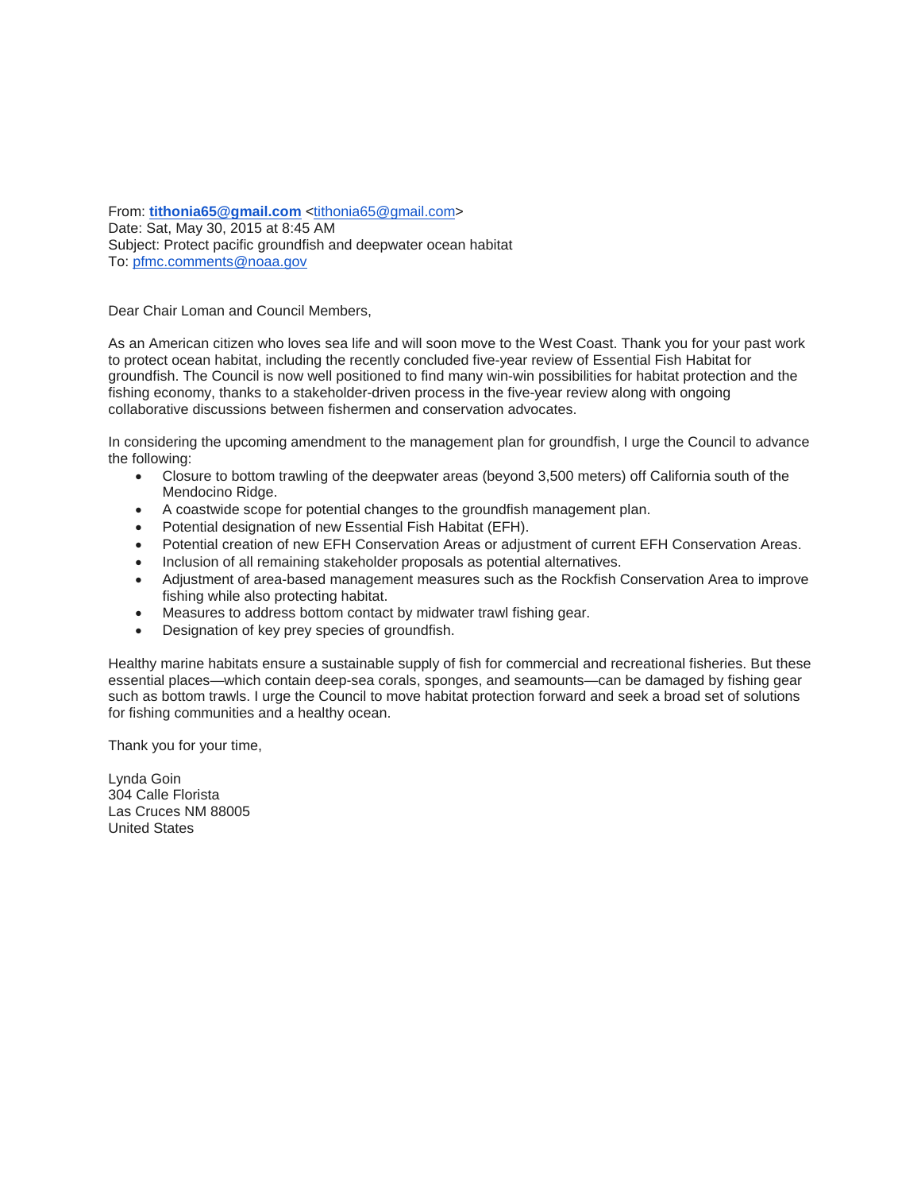From: **tithonia65@gmail.com** <tithonia65@gmail.com>
Date: Sat, May 30, 2015 at 8:45 AM
Subject: Protect pacific groundfish and deepwater ocean habitat
To: pfmc.comments@noaa.gov

Dear Chair Loman and Council Members,

As an American citizen who loves sea life and will soon move to the West Coast. Thank you for your past work to protect ocean habitat, including the recently concluded five-year review of Essential Fish Habitat for groundfish. The Council is now well positioned to find many win-win possibilities for habitat protection and the fishing economy, thanks to a stakeholder-driven process in the five-year review along with ongoing collaborative discussions between fishermen and conservation advocates.

In considering the upcoming amendment to the management plan for groundfish, I urge the Council to advance the following:

- Closure to bottom trawling of the deepwater areas (beyond 3,500 meters) off California south of the Mendocino Ridge.
- A coastwide scope for potential changes to the groundfish management plan.
- Potential designation of new Essential Fish Habitat (EFH).
- Potential creation of new EFH Conservation Areas or adjustment of current EFH Conservation Areas.
- Inclusion of all remaining stakeholder proposals as potential alternatives.
- Adjustment of area-based management measures such as the Rockfish Conservation Area to improve fishing while also protecting habitat.
- Measures to address bottom contact by midwater trawl fishing gear.
- Designation of key prey species of groundfish.

Healthy marine habitats ensure a sustainable supply of fish for commercial and recreational fisheries. But these essential places—which contain deep-sea corals, sponges, and seamounts—can be damaged by fishing gear such as bottom trawls. I urge the Council to move habitat protection forward and seek a broad set of solutions for fishing communities and a healthy ocean.

Thank you for your time,

Lynda Goin
304 Calle Florista
Las Cruces NM 88005
United States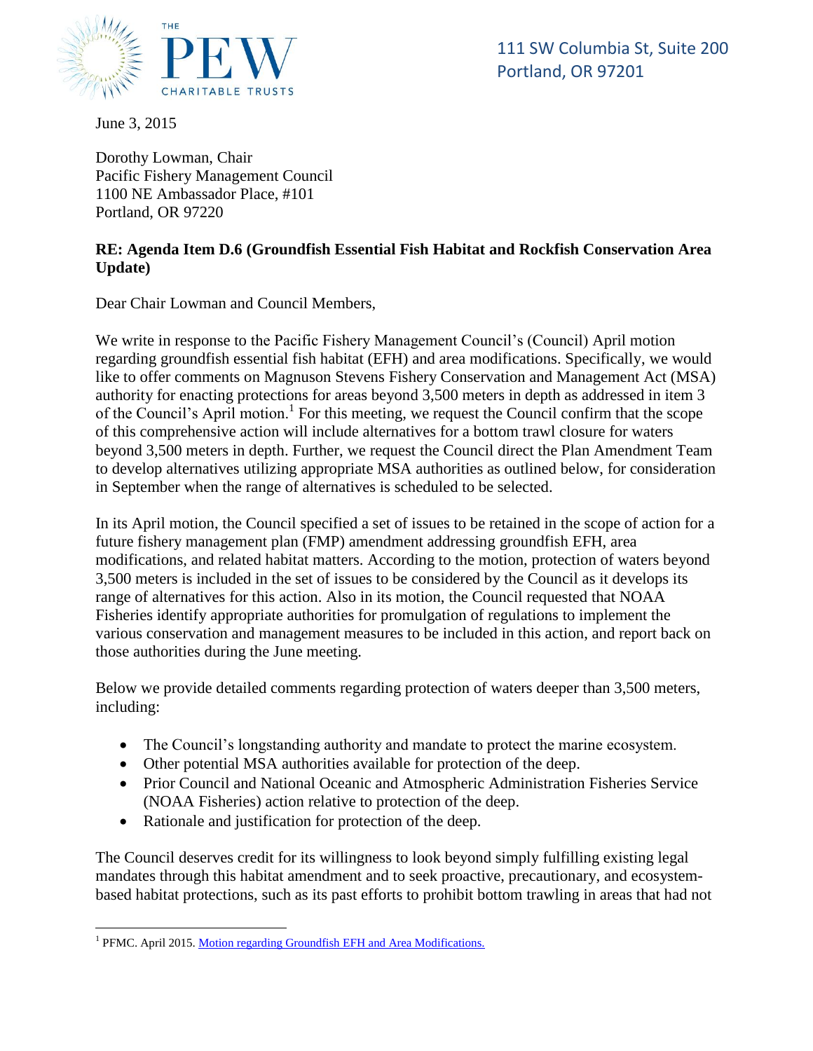111 SW Columbia St, Suite 200
Portland, OR 97201

June 3, 2015

Dorothy Lowman, Chair
Pacific Fishery Management Council
1100 NE Ambassador Place, #101
Portland, OR 97220

**RE: Agenda Item D.6 (Groundfish Essential Fish Habitat and Rockfish Conservation Area Update)**

Dear Chair Lowman and Council Members,

We write in response to the Pacific Fishery Management Council's (Council) April motion regarding groundfish essential fish habitat (EFH) and area modifications. Specifically, we would like to offer comments on Magnuson Stevens Fishery Conservation and Management Act (MSA) authority for enacting protections for areas beyond 3,500 meters in depth as addressed in item 3 of the Council's April motion.[1] For this meeting, we request the Council confirm that the scope of this comprehensive action will include alternatives for a bottom trawl closure for waters beyond 3,500 meters in depth. Further, we request the Council direct the Plan Amendment Team to develop alternatives utilizing appropriate MSA authorities as outlined below, for consideration in September when the range of alternatives is scheduled to be selected.

In its April motion, the Council specified a set of issues to be retained in the scope of action for a future fishery management plan (FMP) amendment addressing groundfish EFH, area modifications, and related habitat matters. According to the motion, protection of waters beyond 3,500 meters is included in the set of issues to be considered by the Council as it develops its range of alternatives for this action. Also in its motion, the Council requested that NOAA Fisheries identify appropriate authorities for promulgation of regulations to implement the various conservation and management measures to be included in this action, and report back on those authorities during the June meeting.

Below we provide detailed comments regarding protection of waters deeper than 3,500 meters, including:

- The Council's longstanding authority and mandate to protect the marine ecosystem.
- Other potential MSA authorities available for protection of the deep.
- Prior Council and National Oceanic and Atmospheric Administration Fisheries Service (NOAA Fisheries) action relative to protection of the deep.
- Rationale and justification for protection of the deep.

The Council deserves credit for its willingness to look beyond simply fulfilling existing legal mandates through this habitat amendment and to seek proactive, precautionary, and ecosystem-based habitat protections, such as its past efforts to prohibit bottom trawling in areas that had not

[1] PFMC. April 2015. Motion regarding Groundfish EFH and Area Modifications.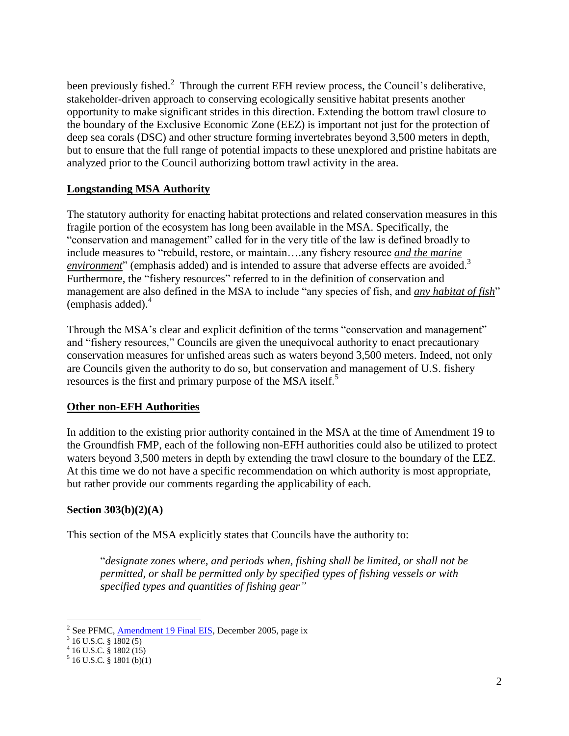been previously fished.[2] Through the current EFH review process, the Council's deliberative, stakeholder-driven approach to conserving ecologically sensitive habitat presents another opportunity to make significant strides in this direction. Extending the bottom trawl closure to the boundary of the Exclusive Economic Zone (EEZ) is important not just for the protection of deep sea corals (DSC) and other structure forming invertebrates beyond 3,500 meters in depth, but to ensure that the full range of potential impacts to these unexplored and pristine habitats are analyzed prior to the Council authorizing bottom trawl activity in the area.

## **Longstanding MSA Authority**

The statutory authority for enacting habitat protections and related conservation measures in this fragile portion of the ecosystem has long been available in the MSA. Specifically, the "conservation and management" called for in the very title of the law is defined broadly to include measures to "rebuild, restore, or maintain….any fishery resource ***and the marine environment***" (emphasis added) and is intended to assure that adverse effects are avoided.[3] Furthermore, the "fishery resources" referred to in the definition of conservation and management are also defined in the MSA to include "any species of fish, and ***any habitat of fish***" (emphasis added).[4]

Through the MSA's clear and explicit definition of the terms "conservation and management" and "fishery resources," Councils are given the unequivocal authority to enact precautionary conservation measures for unfished areas such as waters beyond 3,500 meters. Indeed, not only are Councils given the authority to do so, but conservation and management of U.S. fishery resources is the first and primary purpose of the MSA itself.[5]

## **Other non-EFH Authorities**

In addition to the existing prior authority contained in the MSA at the time of Amendment 19 to the Groundfish FMP, each of the following non-EFH authorities could also be utilized to protect waters beyond 3,500 meters in depth by extending the trawl closure to the boundary of the EEZ. At this time we do not have a specific recommendation on which authority is most appropriate, but rather provide our comments regarding the applicability of each.

### **Section 303(b)(2)(A)**

This section of the MSA explicitly states that Councils have the authority to:

> "*designate zones where, and periods when, fishing shall be limited, or shall not be permitted, or shall be permitted only by specified types of fishing vessels or with specified types and quantities of fishing gear"*

---

[2] See PFMC, Amendment 19 Final EIS, December 2005, page ix
[3] 16 U.S.C. § 1802 (5)
[4] 16 U.S.C. § 1802 (15)
[5] 16 U.S.C. § 1801 (b)(1)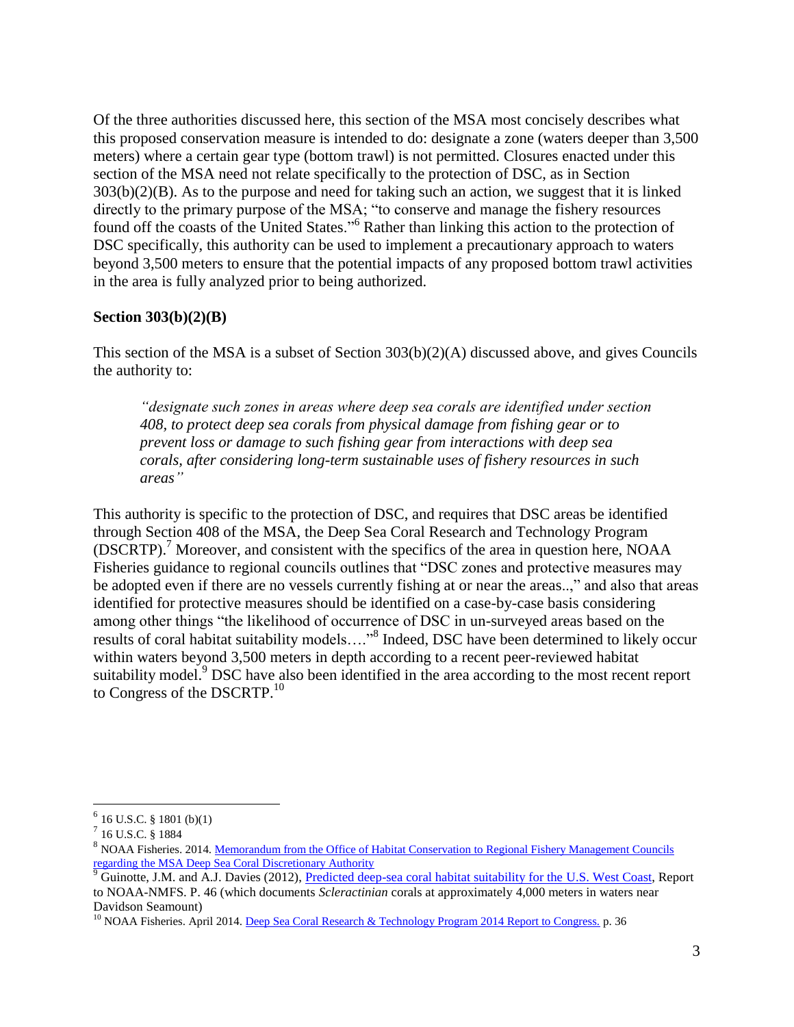Of the three authorities discussed here, this section of the MSA most concisely describes what this proposed conservation measure is intended to do: designate a zone (waters deeper than 3,500 meters) where a certain gear type (bottom trawl) is not permitted. Closures enacted under this section of the MSA need not relate specifically to the protection of DSC, as in Section 303(b)(2)(B). As to the purpose and need for taking such an action, we suggest that it is linked directly to the primary purpose of the MSA; "to conserve and manage the fishery resources found off the coasts of the United States."[6] Rather than linking this action to the protection of DSC specifically, this authority can be used to implement a precautionary approach to waters beyond 3,500 meters to ensure that the potential impacts of any proposed bottom trawl activities in the area is fully analyzed prior to being authorized.

**Section 303(b)(2)(B)**

This section of the MSA is a subset of Section 303(b)(2)(A) discussed above, and gives Councils the authority to:

> *"designate such zones in areas where deep sea corals are identified under section 408, to protect deep sea corals from physical damage from fishing gear or to prevent loss or damage to such fishing gear from interactions with deep sea corals, after considering long-term sustainable uses of fishery resources in such areas"*

This authority is specific to the protection of DSC, and requires that DSC areas be identified through Section 408 of the MSA, the Deep Sea Coral Research and Technology Program (DSCRTP).[7] Moreover, and consistent with the specifics of the area in question here, NOAA Fisheries guidance to regional councils outlines that "DSC zones and protective measures may be adopted even if there are no vessels currently fishing at or near the areas..," and also that areas identified for protective measures should be identified on a case-by-case basis considering among other things "the likelihood of occurrence of DSC in un-surveyed areas based on the results of coral habitat suitability models…."[8] Indeed, DSC have been determined to likely occur within waters beyond 3,500 meters in depth according to a recent peer-reviewed habitat suitability model.[9] DSC have also been identified in the area according to the most recent report to Congress of the DSCRTP.[10]

---

[6] 16 U.S.C. § 1801 (b)(1)

[7] 16 U.S.C. § 1884

[8] NOAA Fisheries. 2014. Memorandum from the Office of Habitat Conservation to Regional Fishery Management Councils regarding the MSA Deep Sea Coral Discretionary Authority

[9] Guinotte, J.M. and A.J. Davies (2012), Predicted deep-sea coral habitat suitability for the U.S. West Coast, Report to NOAA-NMFS. P. 46 (which documents *Scleractinian* corals at approximately 4,000 meters in waters near Davidson Seamount)

[10] NOAA Fisheries. April 2014. Deep Sea Coral Research & Technology Program 2014 Report to Congress. p. 36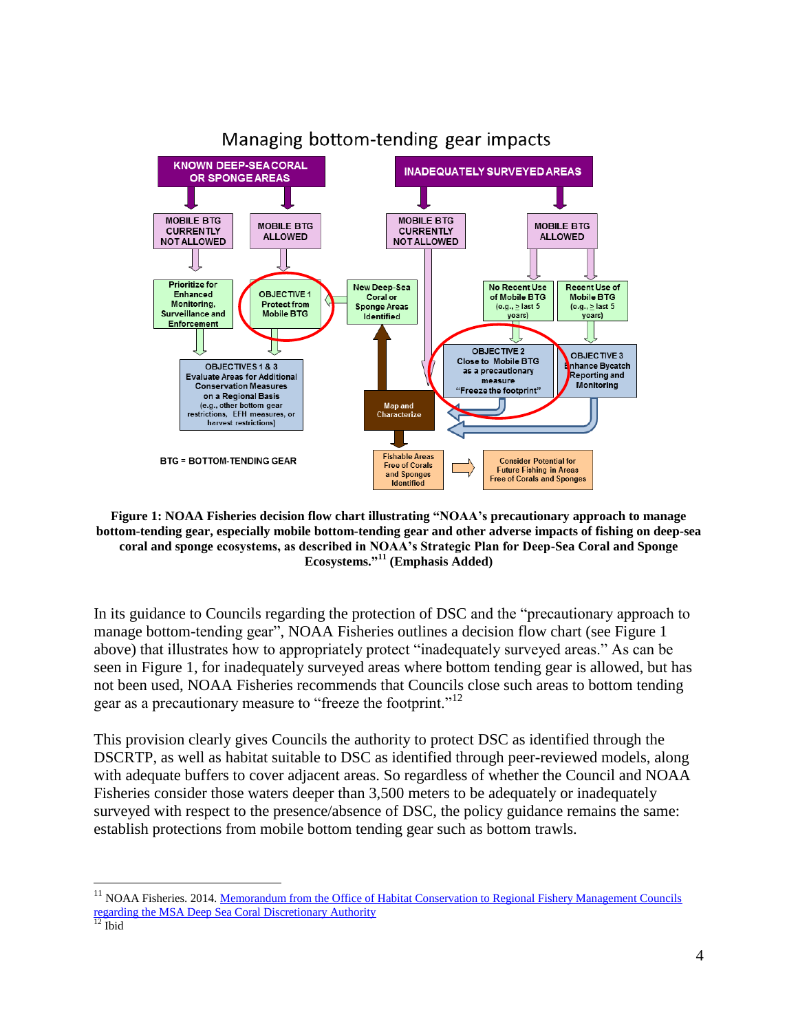**Figure 1: NOAA Fisheries decision flow chart illustrating "NOAA's precautionary approach to manage bottom-tending gear, especially mobile bottom-tending gear and other adverse impacts of fishing on deep-sea coral and sponge ecosystems, as described in NOAA's Strategic Plan for Deep-Sea Coral and Sponge Ecosystems."[11] (Emphasis Added)**

In its guidance to Councils regarding the protection of DSC and the "precautionary approach to manage bottom-tending gear", NOAA Fisheries outlines a decision flow chart (see Figure 1 above) that illustrates how to appropriately protect "inadequately surveyed areas." As can be seen in Figure 1, for inadequately surveyed areas where bottom tending gear is allowed, but has not been used, NOAA Fisheries recommends that Councils close such areas to bottom tending gear as a precautionary measure to "freeze the footprint."[12]

This provision clearly gives Councils the authority to protect DSC as identified through the DSCRTP, as well as habitat suitable to DSC as identified through peer-reviewed models, along with adequate buffers to cover adjacent areas. So regardless of whether the Council and NOAA Fisheries consider those waters deeper than 3,500 meters to be adequately or inadequately surveyed with respect to the presence/absence of DSC, the policy guidance remains the same: establish protections from mobile bottom tending gear such as bottom trawls.

---

[11] NOAA Fisheries. 2014. Memorandum from the Office of Habitat Conservation to Regional Fishery Management Councils regarding the MSA Deep Sea Coral Discretionary Authority

[12] Ibid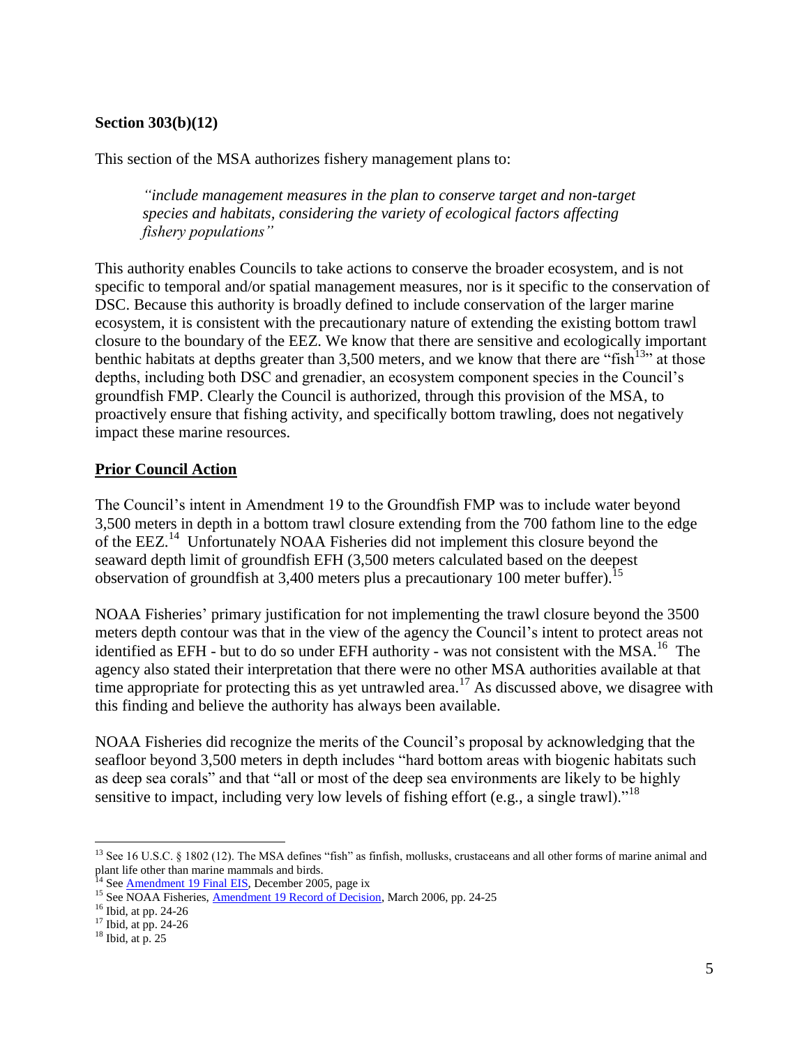**Section 303(b)(12)**

This section of the MSA authorizes fishery management plans to:

> *"include management measures in the plan to conserve target and non-target species and habitats, considering the variety of ecological factors affecting fishery populations"*

This authority enables Councils to take actions to conserve the broader ecosystem, and is not specific to temporal and/or spatial management measures, nor is it specific to the conservation of DSC. Because this authority is broadly defined to include conservation of the larger marine ecosystem, it is consistent with the precautionary nature of extending the existing bottom trawl closure to the boundary of the EEZ. We know that there are sensitive and ecologically important benthic habitats at depths greater than 3,500 meters, and we know that there are "fish[13]" at those depths, including both DSC and grenadier, an ecosystem component species in the Council's groundfish FMP. Clearly the Council is authorized, through this provision of the MSA, to proactively ensure that fishing activity, and specifically bottom trawling, does not negatively impact these marine resources.

## Prior Council Action

The Council's intent in Amendment 19 to the Groundfish FMP was to include water beyond 3,500 meters in depth in a bottom trawl closure extending from the 700 fathom line to the edge of the EEZ.[14] Unfortunately NOAA Fisheries did not implement this closure beyond the seaward depth limit of groundfish EFH (3,500 meters calculated based on the deepest observation of groundfish at 3,400 meters plus a precautionary 100 meter buffer).[15]

NOAA Fisheries' primary justification for not implementing the trawl closure beyond the 3500 meters depth contour was that in the view of the agency the Council's intent to protect areas not identified as EFH - but to do so under EFH authority - was not consistent with the MSA.[16] The agency also stated their interpretation that there were no other MSA authorities available at that time appropriate for protecting this as yet untrawled area.[17] As discussed above, we disagree with this finding and believe the authority has always been available.

NOAA Fisheries did recognize the merits of the Council's proposal by acknowledging that the seafloor beyond 3,500 meters in depth includes "hard bottom areas with biogenic habitats such as deep sea corals" and that "all or most of the deep sea environments are likely to be highly sensitive to impact, including very low levels of fishing effort (e.g., a single trawl)."[18]

---

[13] See 16 U.S.C. § 1802 (12). The MSA defines "fish" as finfish, mollusks, crustaceans and all other forms of marine animal and plant life other than marine mammals and birds.

[14] See Amendment 19 Final EIS, December 2005, page ix

[15] See NOAA Fisheries, Amendment 19 Record of Decision, March 2006, pp. 24-25

[16] Ibid, at pp. 24-26

[17] Ibid, at pp. 24-26

[18] Ibid, at p. 25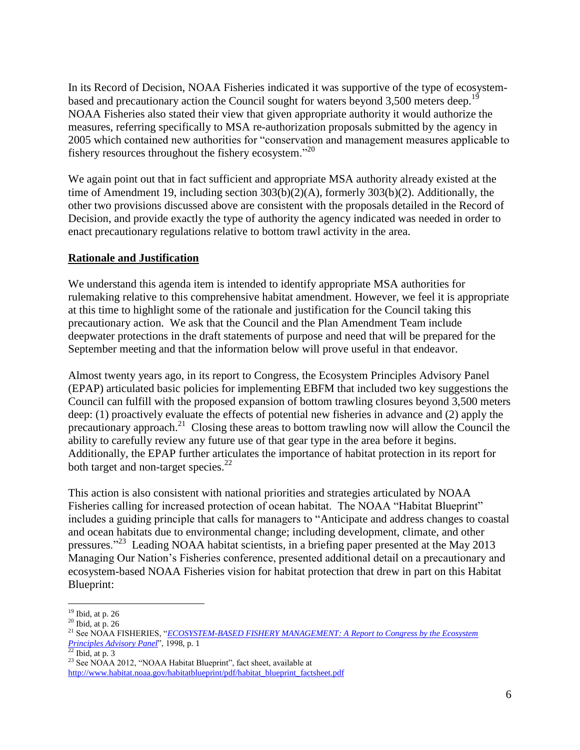In its Record of Decision, NOAA Fisheries indicated it was supportive of the type of ecosystem-based and precautionary action the Council sought for waters beyond 3,500 meters deep.[19] NOAA Fisheries also stated their view that given appropriate authority it would authorize the measures, referring specifically to MSA re-authorization proposals submitted by the agency in 2005 which contained new authorities for "conservation and management measures applicable to fishery resources throughout the fishery ecosystem."[20]

We again point out that in fact sufficient and appropriate MSA authority already existed at the time of Amendment 19, including section 303(b)(2)(A), formerly 303(b)(2). Additionally, the other two provisions discussed above are consistent with the proposals detailed in the Record of Decision, and provide exactly the type of authority the agency indicated was needed in order to enact precautionary regulations relative to bottom trawl activity in the area.

**Rationale and Justification**

We understand this agenda item is intended to identify appropriate MSA authorities for rulemaking relative to this comprehensive habitat amendment. However, we feel it is appropriate at this time to highlight some of the rationale and justification for the Council taking this precautionary action. We ask that the Council and the Plan Amendment Team include deepwater protections in the draft statements of purpose and need that will be prepared for the September meeting and that the information below will prove useful in that endeavor.

Almost twenty years ago, in its report to Congress, the Ecosystem Principles Advisory Panel (EPAP) articulated basic policies for implementing EBFM that included two key suggestions the Council can fulfill with the proposed expansion of bottom trawling closures beyond 3,500 meters deep: (1) proactively evaluate the effects of potential new fisheries in advance and (2) apply the precautionary approach.[21] Closing these areas to bottom trawling now will allow the Council the ability to carefully review any future use of that gear type in the area before it begins. Additionally, the EPAP further articulates the importance of habitat protection in its report for both target and non-target species.[22]

This action is also consistent with national priorities and strategies articulated by NOAA Fisheries calling for increased protection of ocean habitat. The NOAA "Habitat Blueprint" includes a guiding principle that calls for managers to "Anticipate and address changes to coastal and ocean habitats due to environmental change; including development, climate, and other pressures."[23] Leading NOAA habitat scientists, in a briefing paper presented at the May 2013 Managing Our Nation's Fisheries conference, presented additional detail on a precautionary and ecosystem-based NOAA Fisheries vision for habitat protection that drew in part on this Habitat Blueprint:

---

[19] Ibid, at p. 26

[20] Ibid, at p. 26

[21] See NOAA FISHERIES, "*ECOSYSTEM-BASED FISHERY MANAGEMENT: A Report to Congress by the Ecosystem Principles Advisory Panel*", 1998, p. 1

[22] Ibid, at p. 3

[23] See NOAA 2012, "NOAA Habitat Blueprint", fact sheet, available at http://www.habitat.noaa.gov/habitatblueprint/pdf/habitat_blueprint_factsheet.pdf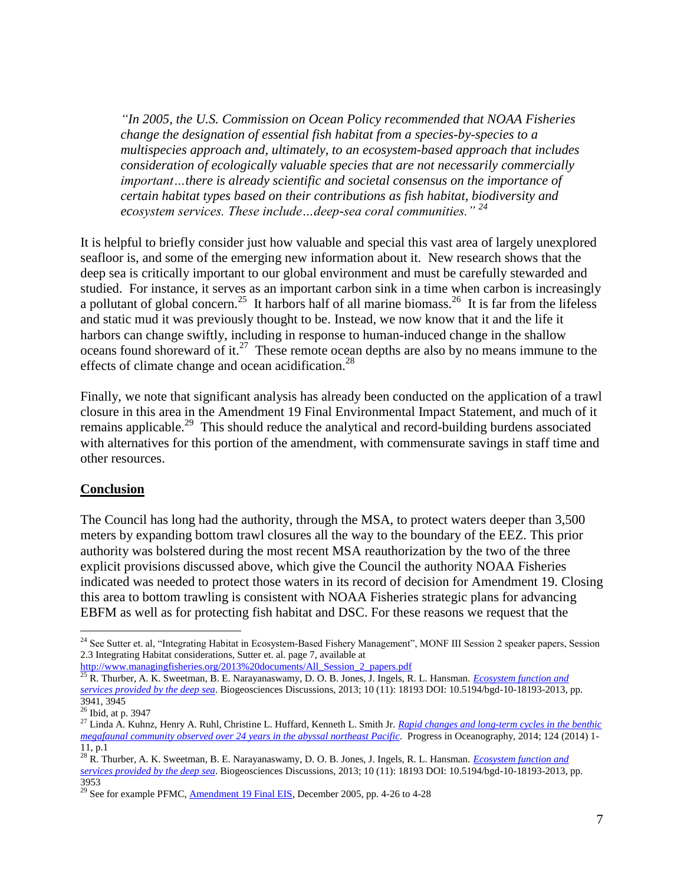> *"In 2005, the U.S. Commission on Ocean Policy recommended that NOAA Fisheries change the designation of essential fish habitat from a species-by-species to a multispecies approach and, ultimately, to an ecosystem-based approach that includes consideration of ecologically valuable species that are not necessarily commercially important…there is already scientific and societal consensus on the importance of certain habitat types based on their contributions as fish habitat, biodiversity and ecosystem services. These include…deep-sea coral communities."* [24]

It is helpful to briefly consider just how valuable and special this vast area of largely unexplored seafloor is, and some of the emerging new information about it. New research shows that the deep sea is critically important to our global environment and must be carefully stewarded and studied. For instance, it serves as an important carbon sink in a time when carbon is increasingly a pollutant of global concern.[25] It harbors half of all marine biomass.[26] It is far from the lifeless and static mud it was previously thought to be. Instead, we now know that it and the life it harbors can change swiftly, including in response to human-induced change in the shallow oceans found shoreward of it.[27] These remote ocean depths are also by no means immune to the effects of climate change and ocean acidification.[28]

Finally, we note that significant analysis has already been conducted on the application of a trawl closure in this area in the Amendment 19 Final Environmental Impact Statement, and much of it remains applicable.[29] This should reduce the analytical and record-building burdens associated with alternatives for this portion of the amendment, with commensurate savings in staff time and other resources.

## Conclusion

The Council has long had the authority, through the MSA, to protect waters deeper than 3,500 meters by expanding bottom trawl closures all the way to the boundary of the EEZ. This prior authority was bolstered during the most recent MSA reauthorization by the two of the three explicit provisions discussed above, which give the Council the authority NOAA Fisheries indicated was needed to protect those waters in its record of decision for Amendment 19. Closing this area to bottom trawling is consistent with NOAA Fisheries strategic plans for advancing EBFM as well as for protecting fish habitat and DSC. For these reasons we request that the

---

[24] See Sutter et. al, "Integrating Habitat in Ecosystem-Based Fishery Management", MONF III Session 2 speaker papers, Session 2.3 Integrating Habitat considerations, Sutter et. al. page 7, available at http://www.managingfisheries.org/2013%20documents/All_Session_2_papers.pdf

[25] R. Thurber, A. K. Sweetman, B. E. Narayanaswamy, D. O. B. Jones, J. Ingels, R. L. Hansman. *Ecosystem function and services provided by the deep sea*. Biogeosciences Discussions, 2013; 10 (11): 18193 DOI: 10.5194/bgd-10-18193-2013, pp. 3941, 3945

[26] Ibid, at p. 3947

[27] Linda A. Kuhnz, Henry A. Ruhl, Christine L. Huffard, Kenneth L. Smith Jr. *Rapid changes and long-term cycles in the benthic megafaunal community observed over 24 years in the abyssal northeast Pacific*. Progress in Oceanography, 2014; 124 (2014) 1-11, p.1

[28] R. Thurber, A. K. Sweetman, B. E. Narayanaswamy, D. O. B. Jones, J. Ingels, R. L. Hansman. *Ecosystem function and services provided by the deep sea*. Biogeosciences Discussions, 2013; 10 (11): 18193 DOI: 10.5194/bgd-10-18193-2013, pp. 3953

[29] See for example PFMC, Amendment 19 Final EIS, December 2005, pp. 4-26 to 4-28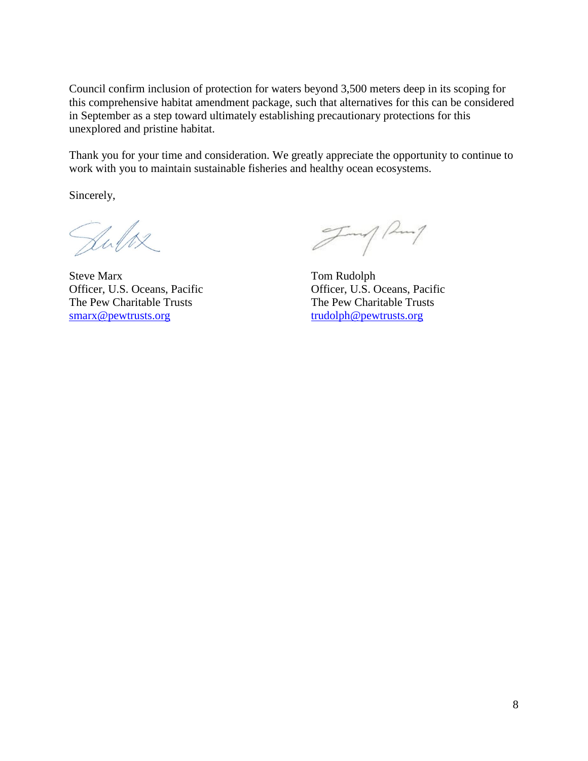Council confirm inclusion of protection for waters beyond 3,500 meters deep in its scoping for this comprehensive habitat amendment package, such that alternatives for this can be considered in September as a step toward ultimately establishing precautionary protections for this unexplored and pristine habitat.

Thank you for your time and consideration. We greatly appreciate the opportunity to continue to work with you to maintain sustainable fisheries and healthy ocean ecosystems.

Sincerely,

Steve Marx
Officer, U.S. Oceans, Pacific
The Pew Charitable Trusts
smarx@pewtrusts.org

Tom Rudolph
Officer, U.S. Oceans, Pacific
The Pew Charitable Trusts
trudolph@pewtrusts.org